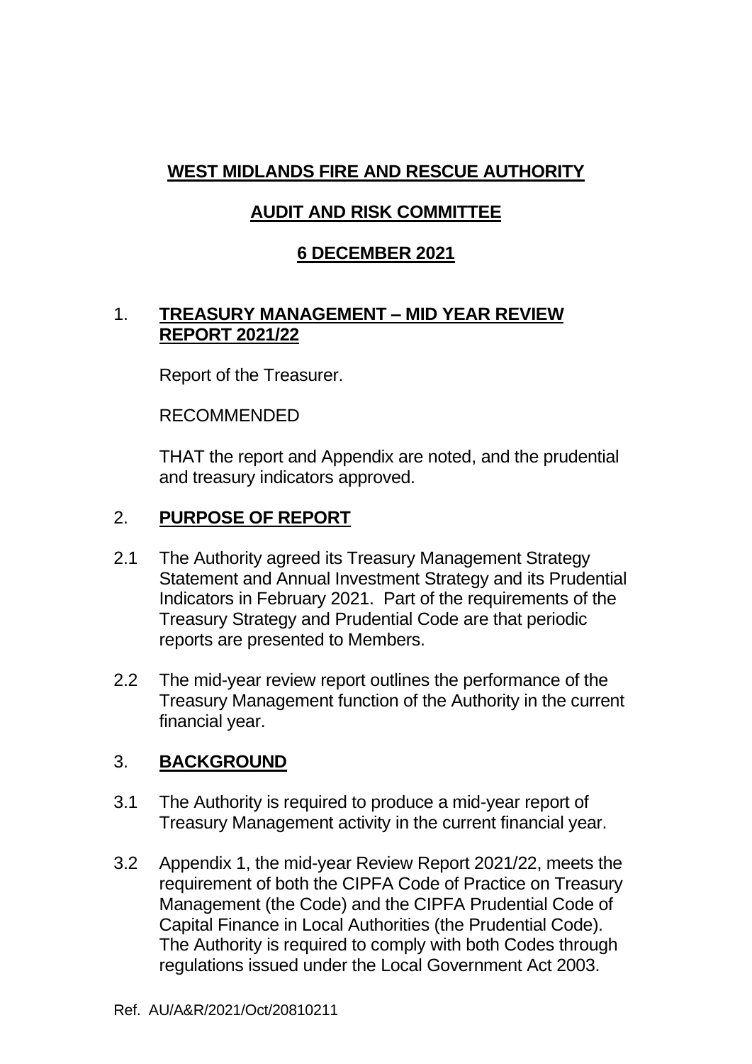**WEST MIDLANDS FIRE AND RESCUE AUTHORITY**

**AUDIT AND RISK COMMITTEE**

**6 DECEMBER 2021**

## 1. TREASURY MANAGEMENT – MID YEAR REVIEW REPORT 2021/22

Report of the Treasurer.

RECOMMENDED

THAT the report and Appendix are noted, and the prudential and treasury indicators approved.

## 2. PURPOSE OF REPORT

2.1 The Authority agreed its Treasury Management Strategy Statement and Annual Investment Strategy and its Prudential Indicators in February 2021. Part of the requirements of the Treasury Strategy and Prudential Code are that periodic reports are presented to Members.

2.2 The mid-year review report outlines the performance of the Treasury Management function of the Authority in the current financial year.

## 3. BACKGROUND

3.1 The Authority is required to produce a mid-year report of Treasury Management activity in the current financial year.

3.2 Appendix 1, the mid-year Review Report 2021/22, meets the requirement of both the CIPFA Code of Practice on Treasury Management (the Code) and the CIPFA Prudential Code of Capital Finance in Local Authorities (the Prudential Code). The Authority is required to comply with both Codes through regulations issued under the Local Government Act 2003.

Ref. AU/A&R/2021/Oct/20810211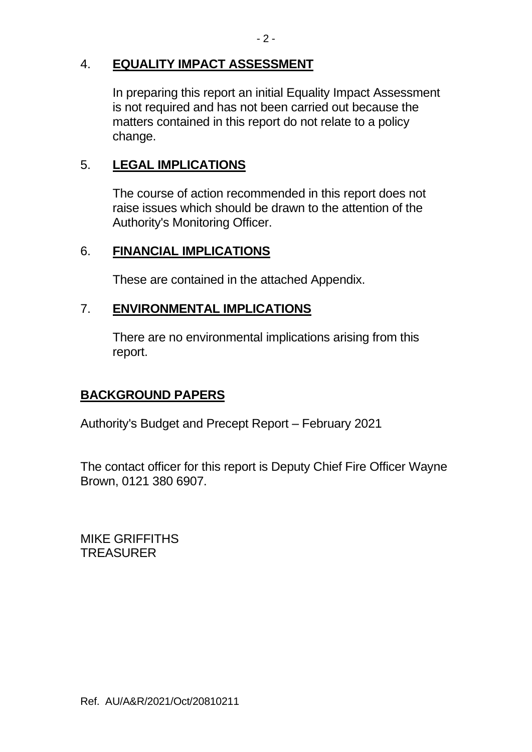## 4. **EQUALITY IMPACT ASSESSMENT**

In preparing this report an initial Equality Impact Assessment is not required and has not been carried out because the matters contained in this report do not relate to a policy change.

## 5. **LEGAL IMPLICATIONS**

The course of action recommended in this report does not raise issues which should be drawn to the attention of the Authority's Monitoring Officer.

## 6. **FINANCIAL IMPLICATIONS**

These are contained in the attached Appendix.

## 7. **ENVIRONMENTAL IMPLICATIONS**

There are no environmental implications arising from this report.

## **BACKGROUND PAPERS**

Authority's Budget and Precept Report – February 2021

The contact officer for this report is Deputy Chief Fire Officer Wayne Brown, 0121 380 6907.

MIKE GRIFFITHS
TREASURER

Ref. AU/A&R/2021/Oct/20810211